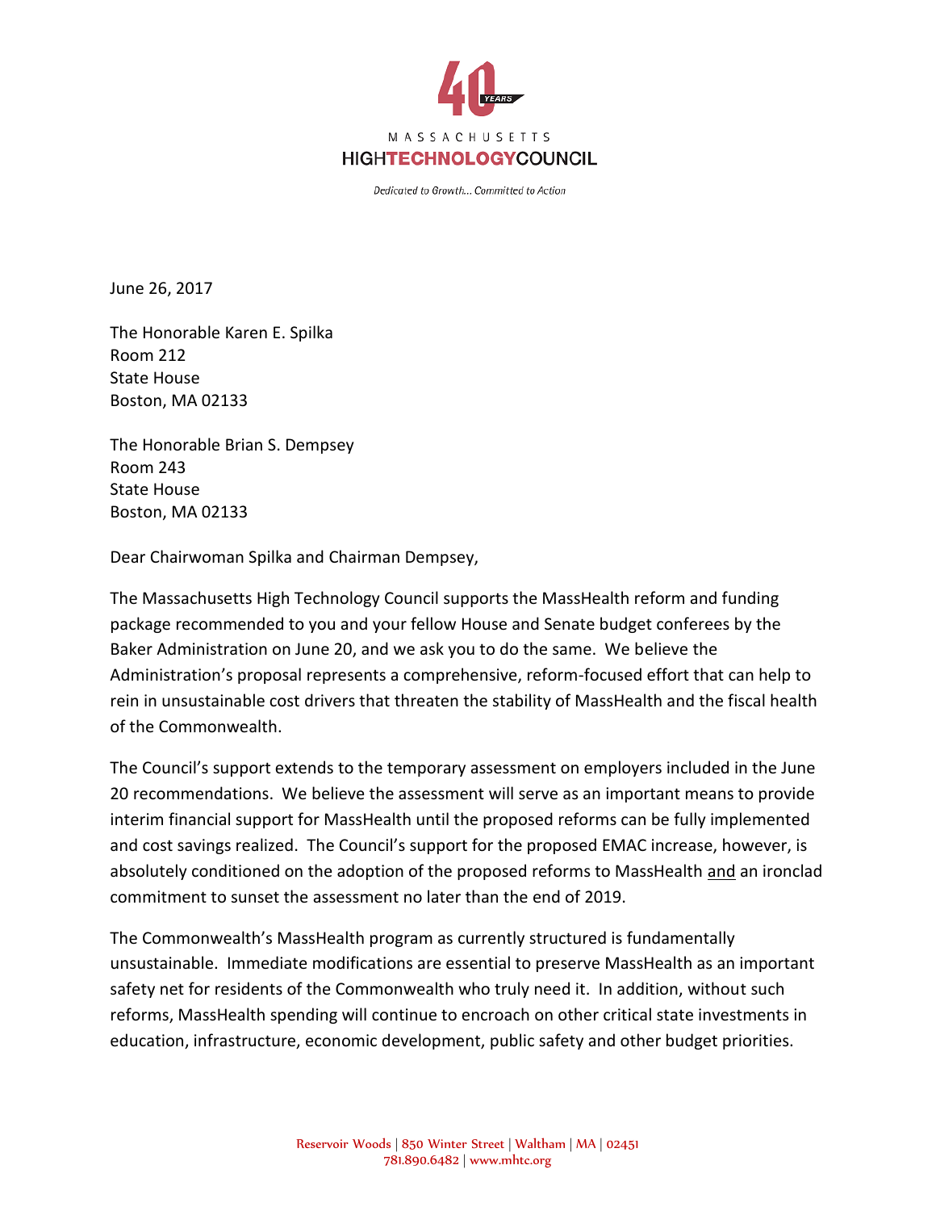MASSACHUSETTS

**HIGHTECHNOLOGYCOUNCIL**

*Dedicated to Growth... Committed to Action*

June 26, 2017

The Honorable Karen E. Spilka
Room 212
State House
Boston, MA 02133

The Honorable Brian S. Dempsey
Room 243
State House
Boston, MA 02133

Dear Chairwoman Spilka and Chairman Dempsey,

The Massachusetts High Technology Council supports the MassHealth reform and funding package recommended to you and your fellow House and Senate budget conferees by the Baker Administration on June 20, and we ask you to do the same. We believe the Administration's proposal represents a comprehensive, reform-focused effort that can help to rein in unsustainable cost drivers that threaten the stability of MassHealth and the fiscal health of the Commonwealth.

The Council's support extends to the temporary assessment on employers included in the June 20 recommendations. We believe the assessment will serve as an important means to provide interim financial support for MassHealth until the proposed reforms can be fully implemented and cost savings realized. The Council's support for the proposed EMAC increase, however, is absolutely conditioned on the adoption of the proposed reforms to MassHealth <u>and</u> an ironclad commitment to sunset the assessment no later than the end of 2019.

The Commonwealth's MassHealth program as currently structured is fundamentally unsustainable. Immediate modifications are essential to preserve MassHealth as an important safety net for residents of the Commonwealth who truly need it. In addition, without such reforms, MassHealth spending will continue to encroach on other critical state investments in education, infrastructure, economic development, public safety and other budget priorities.

Reservoir Woods | 850 Winter Street | Waltham | MA | 02451
781.890.6482 | www.mhtc.org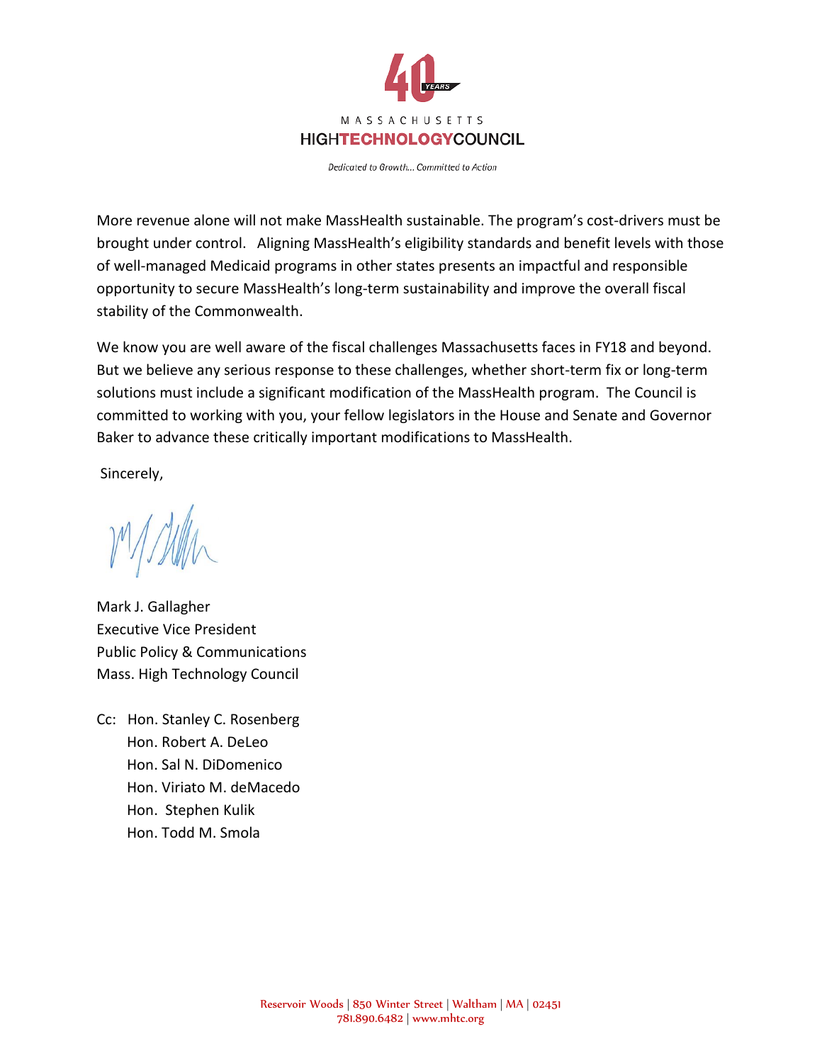More revenue alone will not make MassHealth sustainable. The program's cost-drivers must be brought under control. Aligning MassHealth's eligibility standards and benefit levels with those of well-managed Medicaid programs in other states presents an impactful and responsible opportunity to secure MassHealth's long-term sustainability and improve the overall fiscal stability of the Commonwealth.

We know you are well aware of the fiscal challenges Massachusetts faces in FY18 and beyond. But we believe any serious response to these challenges, whether short-term fix or long-term solutions must include a significant modification of the MassHealth program. The Council is committed to working with you, your fellow legislators in the House and Senate and Governor Baker to advance these critically important modifications to MassHealth.

Sincerely,

Mark J. Gallagher
Executive Vice President
Public Policy & Communications
Mass. High Technology Council

Cc: Hon. Stanley C. Rosenberg
Hon. Robert A. DeLeo
Hon. Sal N. DiDomenico
Hon. Viriato M. deMacedo
Hon. Stephen Kulik
Hon. Todd M. Smola